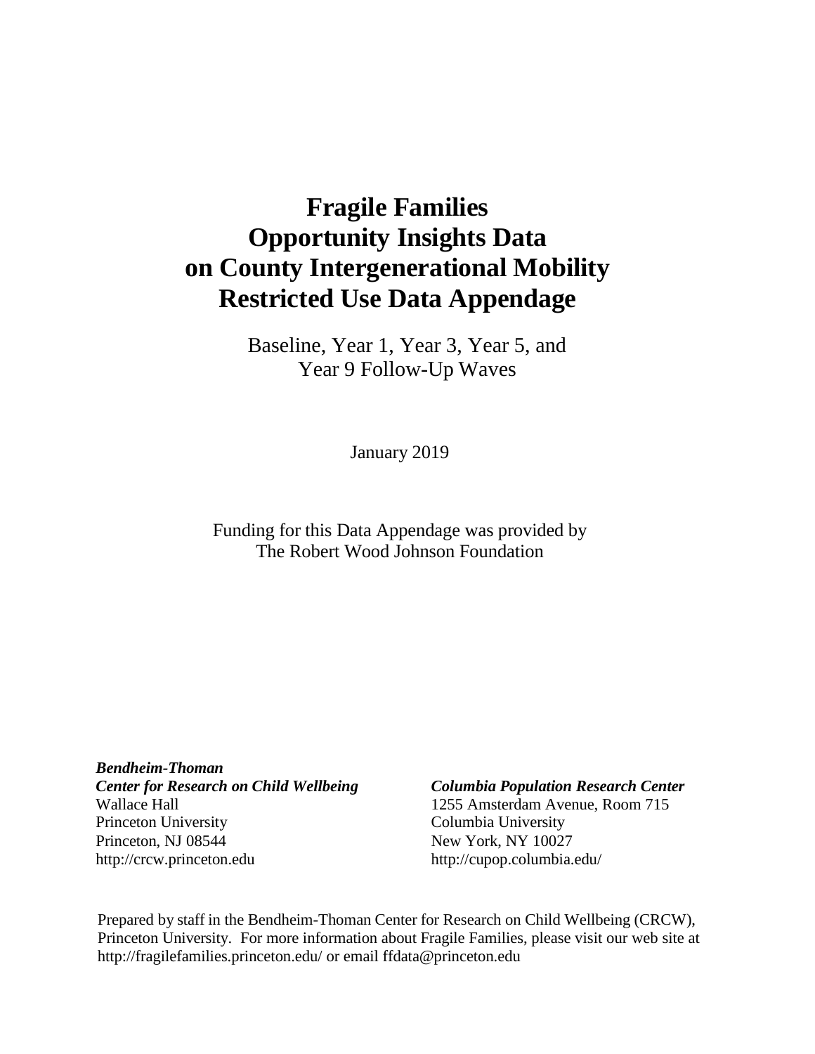# Fragile Families Opportunity Insights Data on County Intergenerational Mobility Restricted Use Data Appendage

Baseline, Year 1, Year 3, Year 5, and Year 9 Follow-Up Waves

January 2019

Funding for this Data Appendage was provided by The Robert Wood Johnson Foundation

***Bendheim-Thoman Center for Research on Child Wellbeing***
Wallace Hall
Princeton University
Princeton, NJ 08544
http://crcw.princeton.edu

***Columbia Population Research Center***
1255 Amsterdam Avenue, Room 715
Columbia University
New York, NY 10027
http://cupop.columbia.edu/

Prepared by staff in the Bendheim-Thoman Center for Research on Child Wellbeing (CRCW), Princeton University. For more information about Fragile Families, please visit our web site at http://fragilefamilies.princeton.edu/ or email ffdata@princeton.edu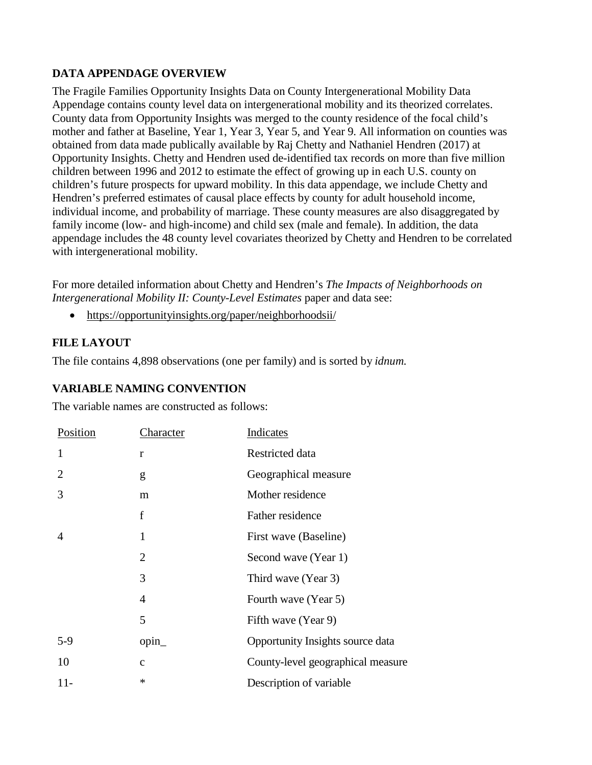## DATA APPENDAGE OVERVIEW

The Fragile Families Opportunity Insights Data on County Intergenerational Mobility Data Appendage contains county level data on intergenerational mobility and its theorized correlates. County data from Opportunity Insights was merged to the county residence of the focal child's mother and father at Baseline, Year 1, Year 3, Year 5, and Year 9. All information on counties was obtained from data made publically available by Raj Chetty and Nathaniel Hendren (2017) at Opportunity Insights. Chetty and Hendren used de-identified tax records on more than five million children between 1996 and 2012 to estimate the effect of growing up in each U.S. county on children's future prospects for upward mobility. In this data appendage, we include Chetty and Hendren's preferred estimates of causal place effects by county for adult household income, individual income, and probability of marriage. These county measures are also disaggregated by family income (low- and high-income) and child sex (male and female). In addition, the data appendage includes the 48 county level covariates theorized by Chetty and Hendren to be correlated with intergenerational mobility.

For more detailed information about Chetty and Hendren's *The Impacts of Neighborhoods on Intergenerational Mobility II: County-Level Estimates* paper and data see:

- https://opportunityinsights.org/paper/neighborhoodsii/

## FILE LAYOUT

The file contains 4,898 observations (one per family) and is sorted by *idnum.*

## VARIABLE NAMING CONVENTION

The variable names are constructed as follows:

| Position | Character | Indicates |
|---|---|---|
| 1 | r | Restricted data |
| 2 | g | Geographical measure |
| 3 | m | Mother residence |
| | f | Father residence |
| 4 | 1 | First wave (Baseline) |
| | 2 | Second wave (Year 1) |
| | 3 | Third wave (Year 3) |
| | 4 | Fourth wave (Year 5) |
| | 5 | Fifth wave (Year 9) |
| 5-9 | opin_ | Opportunity Insights source data |
| 10 | c | County-level geographical measure |
| 11- | * | Description of variable |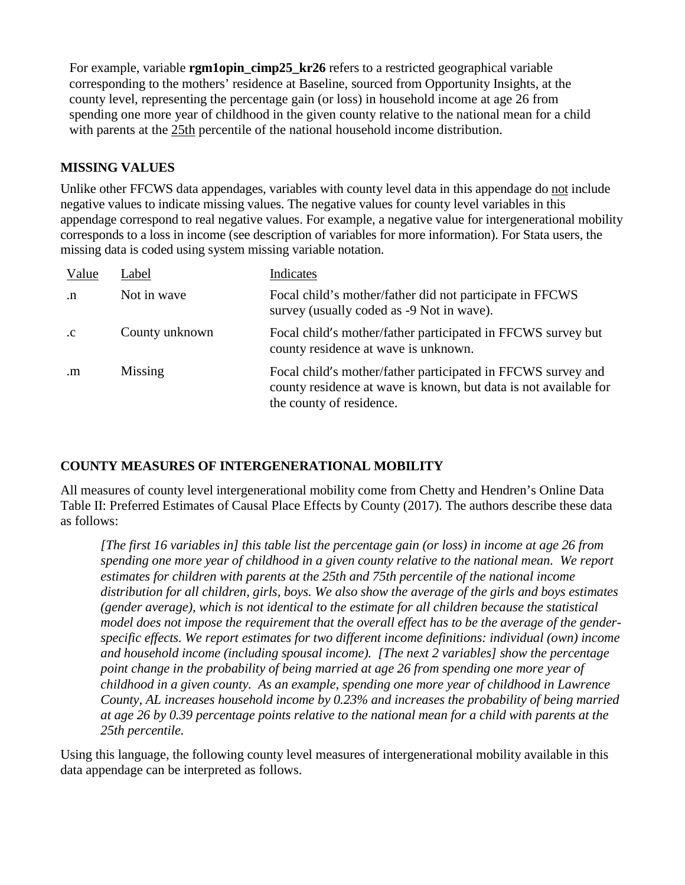For example, variable **rgm1opin_cimp25_kr26** refers to a restricted geographical variable corresponding to the mothers' residence at Baseline, sourced from Opportunity Insights, at the county level, representing the percentage gain (or loss) in household income at age 26 from spending one more year of childhood in the given county relative to the national mean for a child with parents at the 25th percentile of the national household income distribution.

## MISSING VALUES

Unlike other FFCWS data appendages, variables with county level data in this appendage do not include negative values to indicate missing values. The negative values for county level variables in this appendage correspond to real negative values. For example, a negative value for intergenerational mobility corresponds to a loss in income (see description of variables for more information). For Stata users, the missing data is coded using system missing variable notation.

| Value | Label | Indicates |
| --- | --- | --- |
| .n | Not in wave | Focal child's mother/father did not participate in FFCWS survey (usually coded as -9 Not in wave). |
| .c | County unknown | Focal child's mother/father participated in FFCWS survey but county residence at wave is unknown. |
| .m | Missing | Focal child's mother/father participated in FFCWS survey and county residence at wave is known, but data is not available for the county of residence. |

## COUNTY MEASURES OF INTERGENERATIONAL MOBILITY

All measures of county level intergenerational mobility come from Chetty and Hendren's Online Data Table II: Preferred Estimates of Causal Place Effects by County (2017). The authors describe these data as follows:

> *[The first 16 variables in] this table list the percentage gain (or loss) in income at age 26 from spending one more year of childhood in a given county relative to the national mean. We report estimates for children with parents at the 25th and 75th percentile of the national income distribution for all children, girls, boys. We also show the average of the girls and boys estimates (gender average), which is not identical to the estimate for all children because the statistical model does not impose the requirement that the overall effect has to be the average of the gender-specific effects. We report estimates for two different income definitions: individual (own) income and household income (including spousal income). [The next 2 variables] show the percentage point change in the probability of being married at age 26 from spending one more year of childhood in a given county. As an example, spending one more year of childhood in Lawrence County, AL increases household income by 0.23% and increases the probability of being married at age 26 by 0.39 percentage points relative to the national mean for a child with parents at the 25th percentile.*

Using this language, the following county level measures of intergenerational mobility available in this data appendage can be interpreted as follows.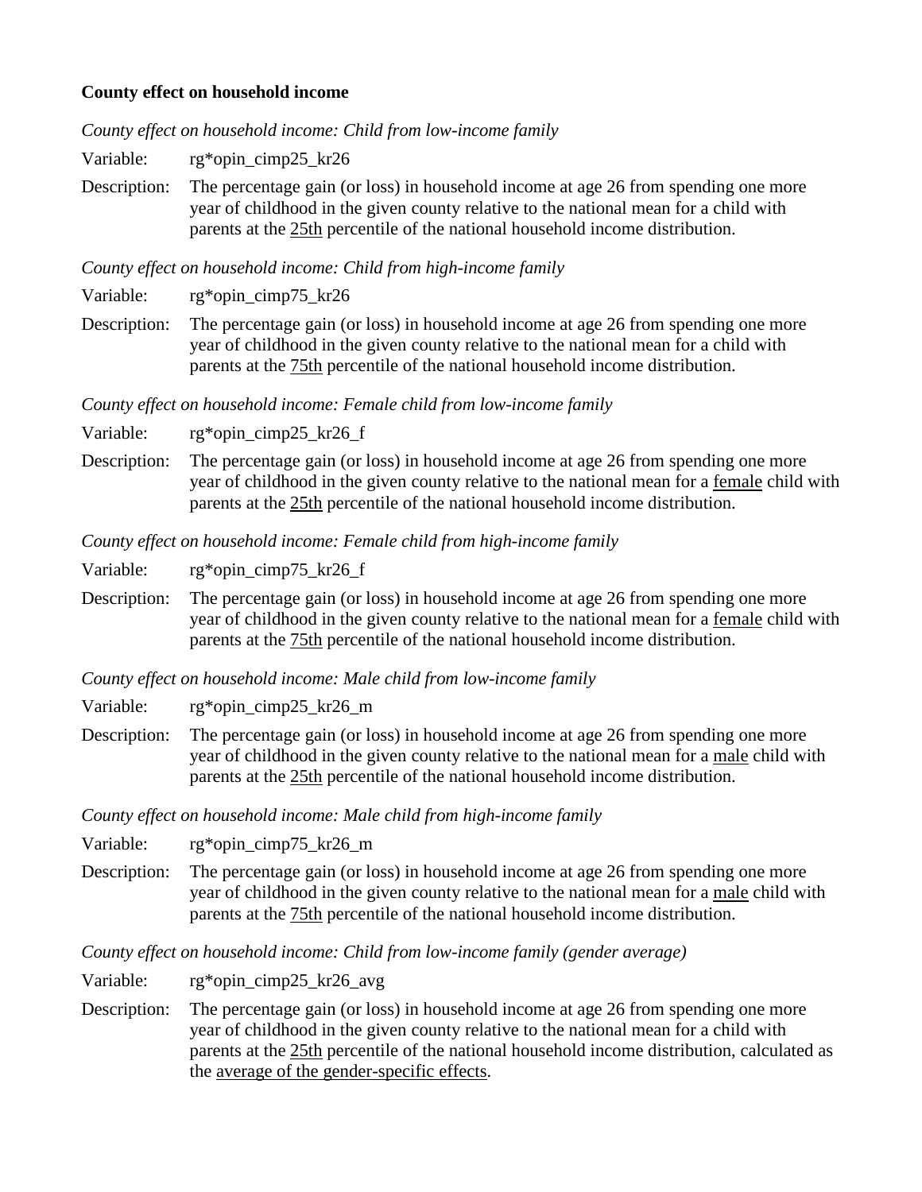**County effect on household income**

*County effect on household income: Child from low-income family*

Variable: rg*opin_cimp25_kr26

Description: The percentage gain (or loss) in household income at age 26 from spending one more year of childhood in the given county relative to the national mean for a child with parents at the 25th percentile of the national household income distribution.

*County effect on household income: Child from high-income family*

Variable: rg*opin_cimp75_kr26

Description: The percentage gain (or loss) in household income at age 26 from spending one more year of childhood in the given county relative to the national mean for a child with parents at the 75th percentile of the national household income distribution.

*County effect on household income: Female child from low-income family*

Variable: rg*opin_cimp25_kr26_f

Description: The percentage gain (or loss) in household income at age 26 from spending one more year of childhood in the given county relative to the national mean for a female child with parents at the 25th percentile of the national household income distribution.

*County effect on household income: Female child from high-income family*

Variable: rg*opin_cimp75_kr26_f

Description: The percentage gain (or loss) in household income at age 26 from spending one more year of childhood in the given county relative to the national mean for a female child with parents at the 75th percentile of the national household income distribution.

*County effect on household income: Male child from low-income family*

Variable: rg*opin_cimp25_kr26_m

Description: The percentage gain (or loss) in household income at age 26 from spending one more year of childhood in the given county relative to the national mean for a male child with parents at the 25th percentile of the national household income distribution.

*County effect on household income: Male child from high-income family*

Variable: rg*opin_cimp75_kr26_m

Description: The percentage gain (or loss) in household income at age 26 from spending one more year of childhood in the given county relative to the national mean for a male child with parents at the 75th percentile of the national household income distribution.

*County effect on household income: Child from low-income family (gender average)*

Variable: rg*opin_cimp25_kr26_avg

Description: The percentage gain (or loss) in household income at age 26 from spending one more year of childhood in the given county relative to the national mean for a child with parents at the 25th percentile of the national household income distribution, calculated as the average of the gender-specific effects.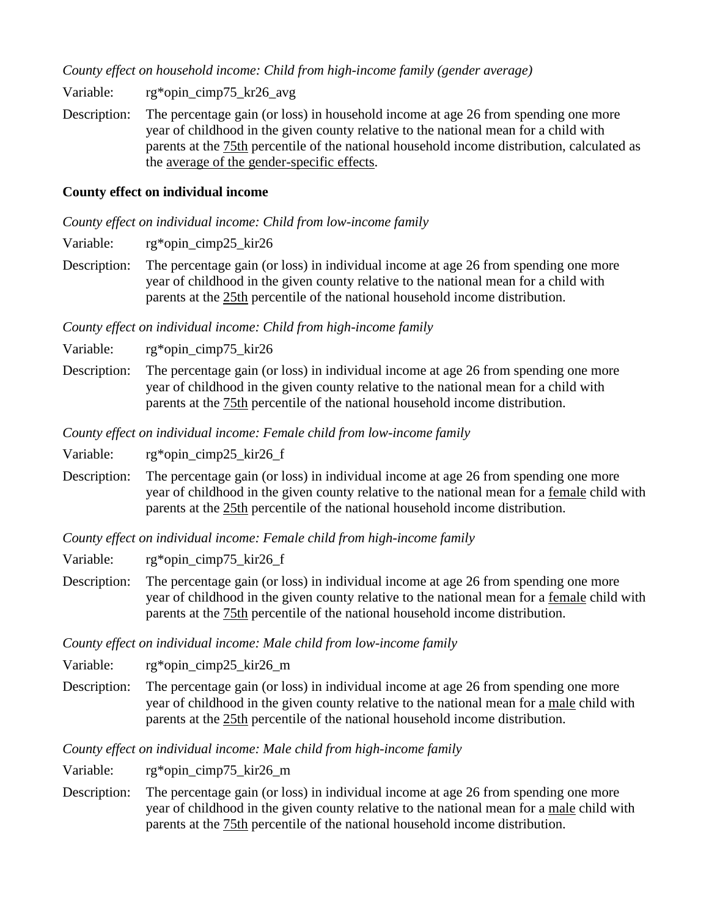*County effect on household income: Child from high-income family (gender average)*

Variable: rg*opin_cimp75_kr26_avg

Description: The percentage gain (or loss) in household income at age 26 from spending one more year of childhood in the given county relative to the national mean for a child with parents at the 75th percentile of the national household income distribution, calculated as the average of the gender-specific effects.

**County effect on individual income**

*County effect on individual income: Child from low-income family*

Variable: rg*opin_cimp25_kir26

Description: The percentage gain (or loss) in individual income at age 26 from spending one more year of childhood in the given county relative to the national mean for a child with parents at the 25th percentile of the national household income distribution.

*County effect on individual income: Child from high-income family*

Variable: rg*opin_cimp75_kir26

Description: The percentage gain (or loss) in individual income at age 26 from spending one more year of childhood in the given county relative to the national mean for a child with parents at the 75th percentile of the national household income distribution.

*County effect on individual income: Female child from low-income family*

Variable: rg*opin_cimp25_kir26_f

Description: The percentage gain (or loss) in individual income at age 26 from spending one more year of childhood in the given county relative to the national mean for a female child with parents at the 25th percentile of the national household income distribution.

*County effect on individual income: Female child from high-income family*

Variable: rg*opin_cimp75_kir26_f

Description: The percentage gain (or loss) in individual income at age 26 from spending one more year of childhood in the given county relative to the national mean for a female child with parents at the 75th percentile of the national household income distribution.

*County effect on individual income: Male child from low-income family*

Variable: rg*opin_cimp25_kir26_m

Description: The percentage gain (or loss) in individual income at age 26 from spending one more year of childhood in the given county relative to the national mean for a male child with parents at the 25th percentile of the national household income distribution.

*County effect on individual income: Male child from high-income family*

Variable: rg*opin_cimp75_kir26_m

Description: The percentage gain (or loss) in individual income at age 26 from spending one more year of childhood in the given county relative to the national mean for a male child with parents at the 75th percentile of the national household income distribution.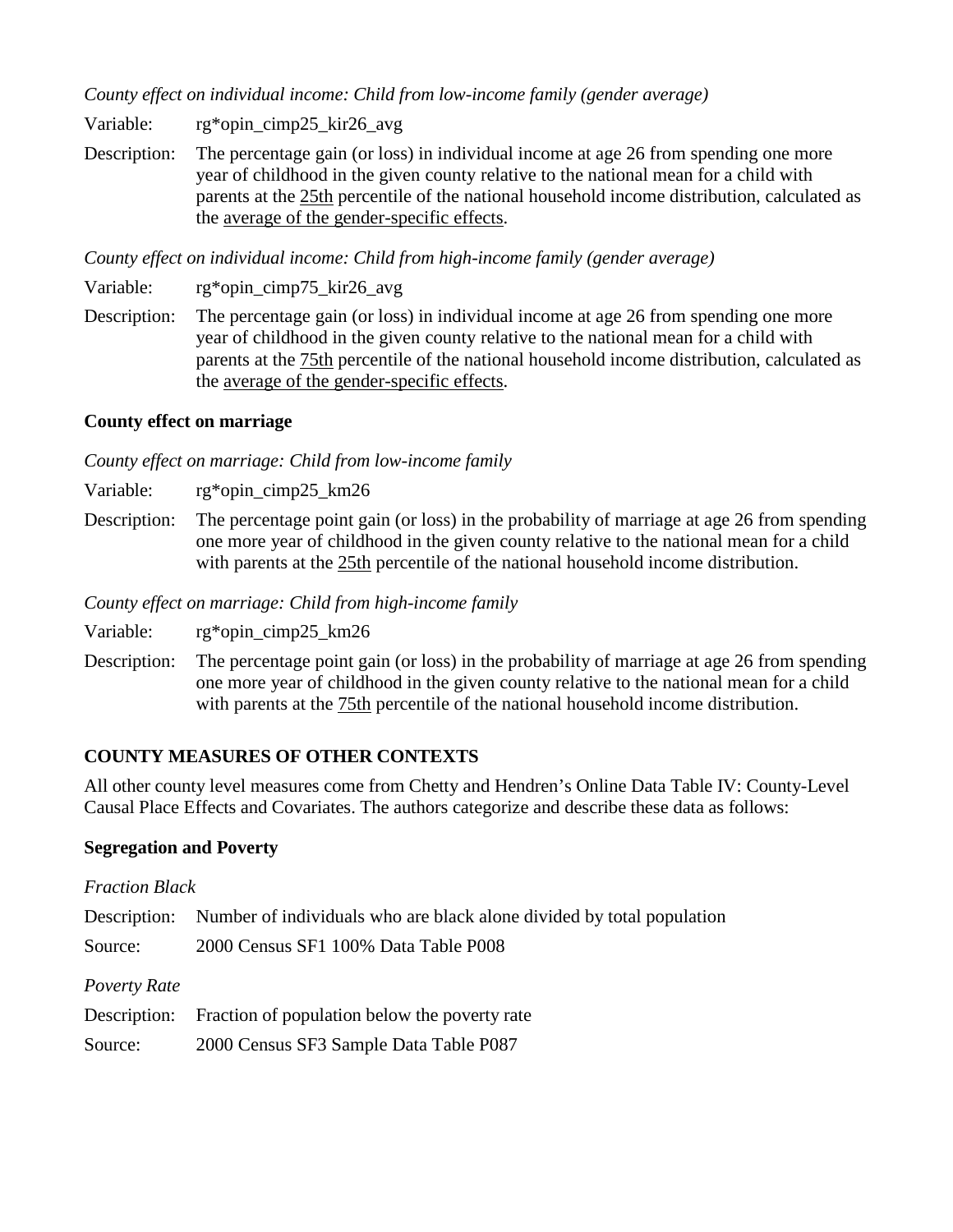*County effect on individual income: Child from low-income family (gender average)*

Variable: rg*opin_cimp25_kir26_avg

Description: The percentage gain (or loss) in individual income at age 26 from spending one more year of childhood in the given county relative to the national mean for a child with parents at the <u>25th</u> percentile of the national household income distribution, calculated as the <u>average of the gender-specific effects</u>.

*County effect on individual income: Child from high-income family (gender average)*

Variable: rg*opin_cimp75_kir26_avg

Description: The percentage gain (or loss) in individual income at age 26 from spending one more year of childhood in the given county relative to the national mean for a child with parents at the <u>75th</u> percentile of the national household income distribution, calculated as the <u>average of the gender-specific effects</u>.

**County effect on marriage**

*County effect on marriage: Child from low-income family*

Variable: rg*opin_cimp25_km26

Description: The percentage point gain (or loss) in the probability of marriage at age 26 from spending one more year of childhood in the given county relative to the national mean for a child with parents at the <u>25th</u> percentile of the national household income distribution.

*County effect on marriage: Child from high-income family*

Variable: rg*opin_cimp25_km26

Description: The percentage point gain (or loss) in the probability of marriage at age 26 from spending one more year of childhood in the given county relative to the national mean for a child with parents at the <u>75th</u> percentile of the national household income distribution.

## COUNTY MEASURES OF OTHER CONTEXTS

All other county level measures come from Chetty and Hendren's Online Data Table IV: County-Level Causal Place Effects and Covariates. The authors categorize and describe these data as follows:

**Segregation and Poverty**

*Fraction Black*

Description: Number of individuals who are black alone divided by total population

Source: 2000 Census SF1 100% Data Table P008

*Poverty Rate*

Description: Fraction of population below the poverty rate

Source: 2000 Census SF3 Sample Data Table P087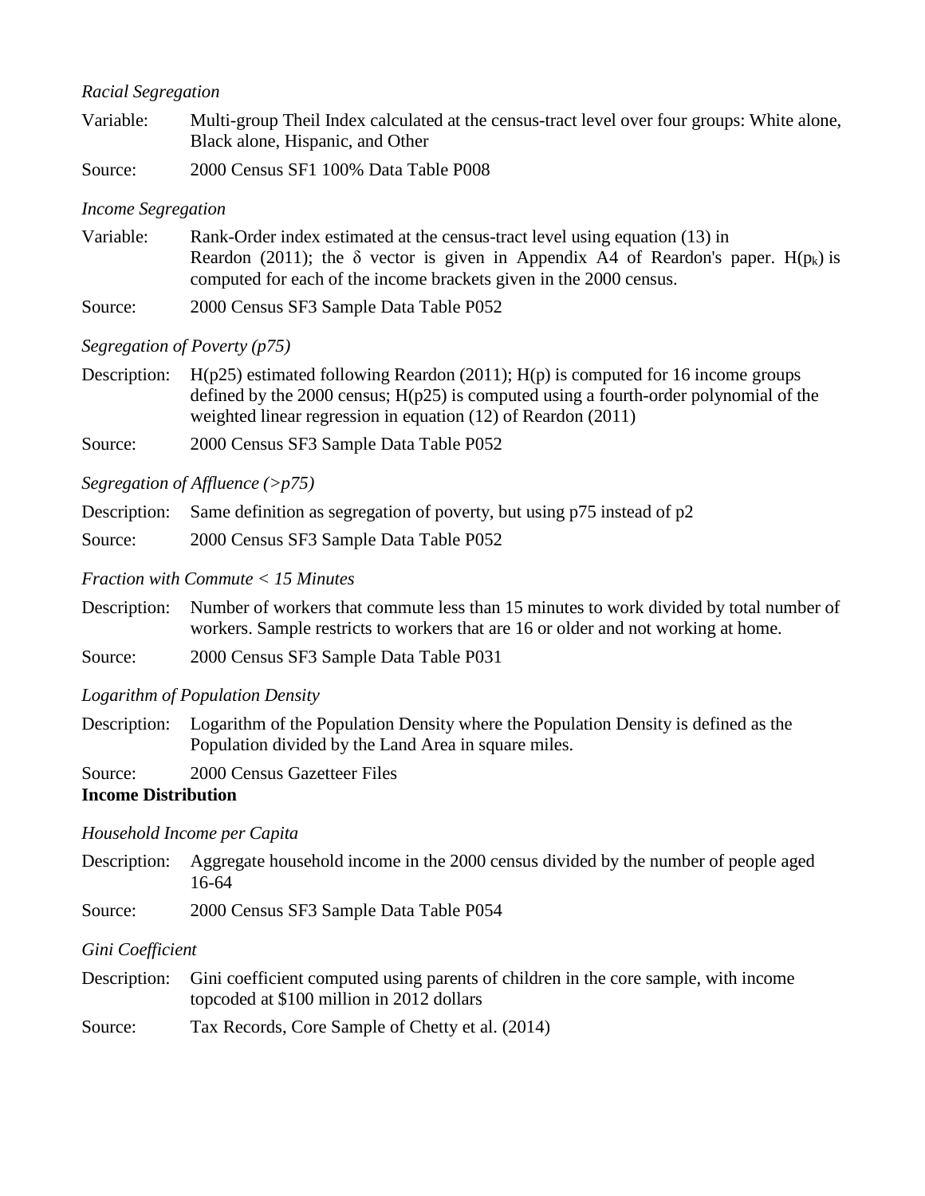*Racial Segregation*

Variable: Multi-group Theil Index calculated at the census-tract level over four groups: White alone, Black alone, Hispanic, and Other

Source: 2000 Census SF1 100% Data Table P008

*Income Segregation*

Variable: Rank-Order index estimated at the census-tract level using equation (13) in Reardon (2011); the δ vector is given in Appendix A4 of Reardon's paper. $H(p_k)$ is computed for each of the income brackets given in the 2000 census.

Source: 2000 Census SF3 Sample Data Table P052

*Segregation of Poverty (p75)*

Description: H(p25) estimated following Reardon (2011); H(p) is computed for 16 income groups defined by the 2000 census; H(p25) is computed using a fourth-order polynomial of the weighted linear regression in equation (12) of Reardon (2011)

Source: 2000 Census SF3 Sample Data Table P052

*Segregation of Affluence (>p75)*

Description: Same definition as segregation of poverty, but using p75 instead of p2

Source: 2000 Census SF3 Sample Data Table P052

*Fraction with Commute < 15 Minutes*

Description: Number of workers that commute less than 15 minutes to work divided by total number of workers. Sample restricts to workers that are 16 or older and not working at home.

Source: 2000 Census SF3 Sample Data Table P031

*Logarithm of Population Density*

Description: Logarithm of the Population Density where the Population Density is defined as the Population divided by the Land Area in square miles.

Source: 2000 Census Gazetteer Files

**Income Distribution**

*Household Income per Capita*

Description: Aggregate household income in the 2000 census divided by the number of people aged 16-64

Source: 2000 Census SF3 Sample Data Table P054

*Gini Coefficient*

Description: Gini coefficient computed using parents of children in the core sample, with income topcoded at $100 million in 2012 dollars

Source: Tax Records, Core Sample of Chetty et al. (2014)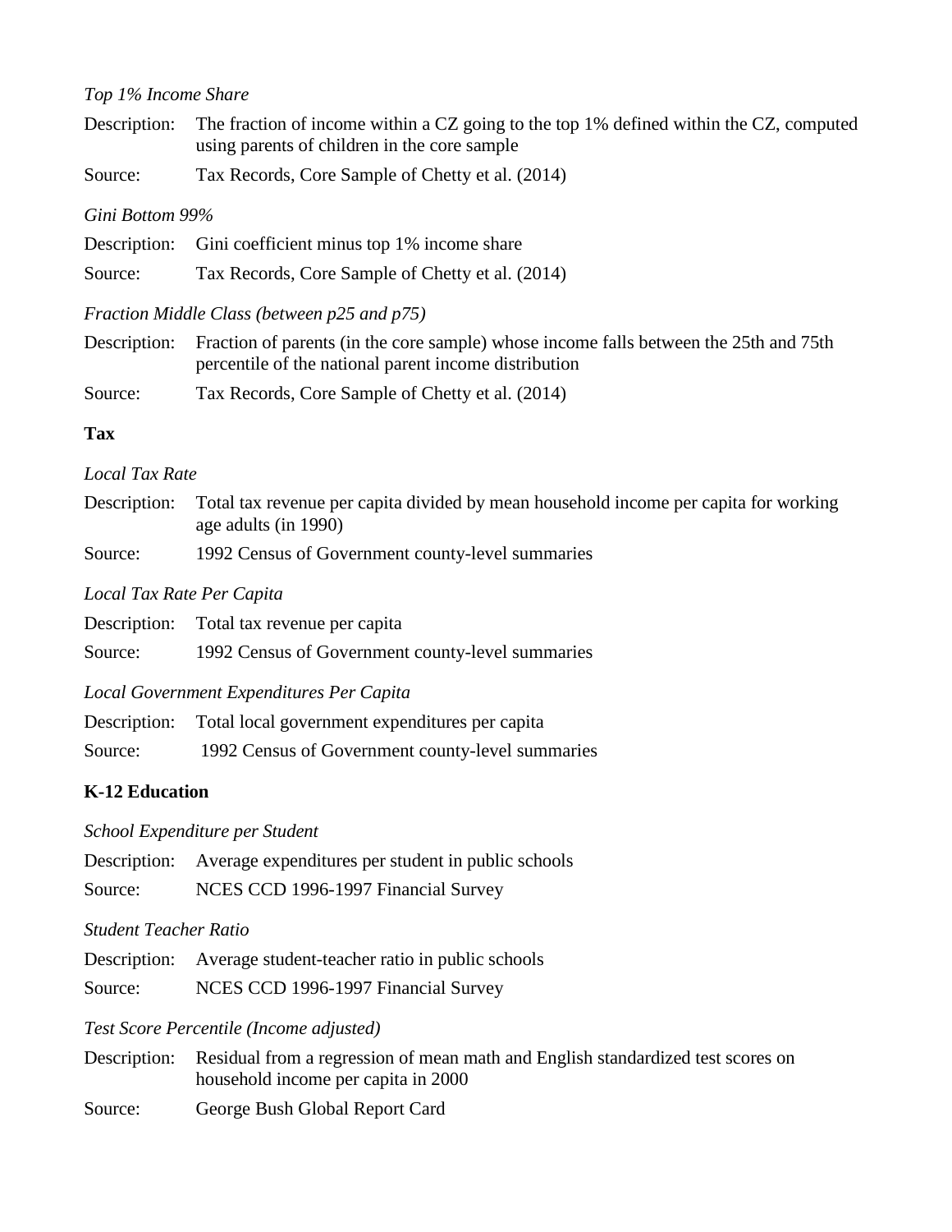*Top 1% Income Share*

Description: The fraction of income within a CZ going to the top 1% defined within the CZ, computed using parents of children in the core sample

Source: Tax Records, Core Sample of Chetty et al. (2014)

*Gini Bottom 99%*

Description: Gini coefficient minus top 1% income share

Source: Tax Records, Core Sample of Chetty et al. (2014)

*Fraction Middle Class (between p25 and p75)*

Description: Fraction of parents (in the core sample) whose income falls between the 25th and 75th percentile of the national parent income distribution

Source: Tax Records, Core Sample of Chetty et al. (2014)

**Tax**

*Local Tax Rate*

Description: Total tax revenue per capita divided by mean household income per capita for working age adults (in 1990)

Source: 1992 Census of Government county-level summaries

*Local Tax Rate Per Capita*

Description: Total tax revenue per capita

Source: 1992 Census of Government county-level summaries

*Local Government Expenditures Per Capita*

Description: Total local government expenditures per capita

Source: 1992 Census of Government county-level summaries

**K-12 Education**

*School Expenditure per Student*

Description: Average expenditures per student in public schools

Source: NCES CCD 1996-1997 Financial Survey

*Student Teacher Ratio*

Description: Average student-teacher ratio in public schools

Source: NCES CCD 1996-1997 Financial Survey

*Test Score Percentile (Income adjusted)*

Description: Residual from a regression of mean math and English standardized test scores on household income per capita in 2000

Source: George Bush Global Report Card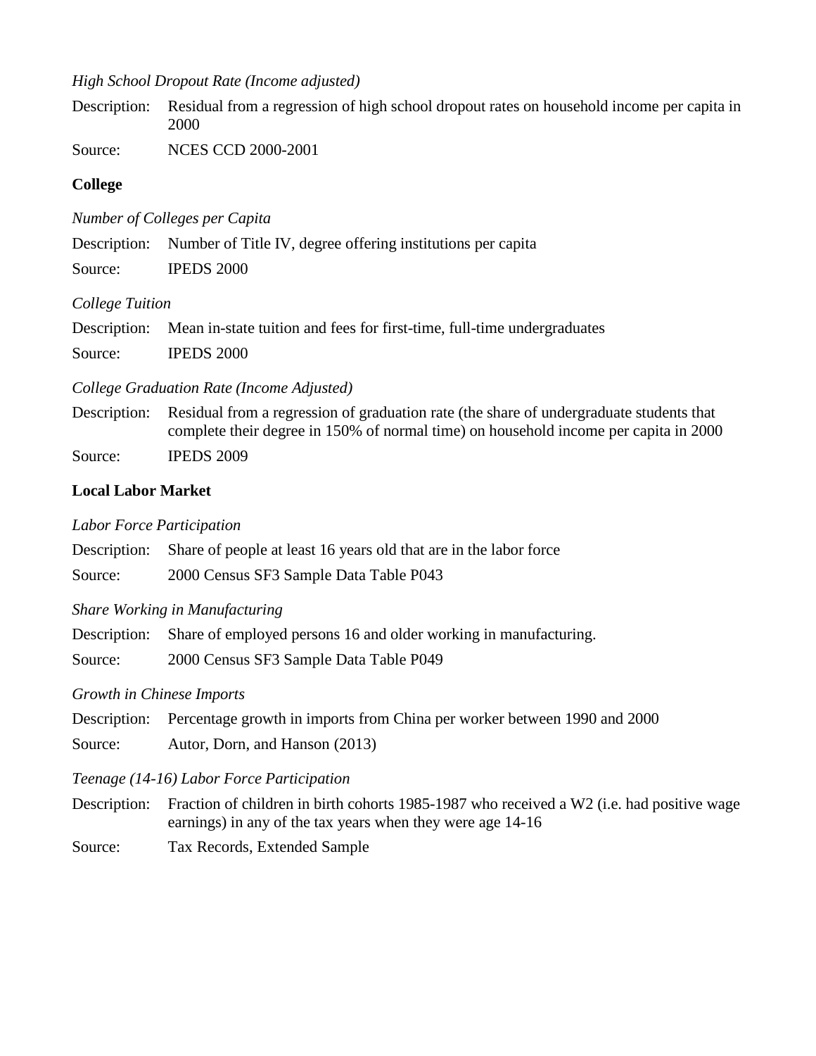*High School Dropout Rate (Income adjusted)*

Description: Residual from a regression of high school dropout rates on household income per capita in 2000

Source: NCES CCD 2000-2001

**College**

*Number of Colleges per Capita*

Description: Number of Title IV, degree offering institutions per capita

Source: IPEDS 2000

*College Tuition*

Description: Mean in-state tuition and fees for first-time, full-time undergraduates

Source: IPEDS 2000

*College Graduation Rate (Income Adjusted)*

Description: Residual from a regression of graduation rate (the share of undergraduate students that complete their degree in 150% of normal time) on household income per capita in 2000

Source: IPEDS 2009

**Local Labor Market**

*Labor Force Participation*

Description: Share of people at least 16 years old that are in the labor force

Source: 2000 Census SF3 Sample Data Table P043

*Share Working in Manufacturing*

Description: Share of employed persons 16 and older working in manufacturing.

Source: 2000 Census SF3 Sample Data Table P049

*Growth in Chinese Imports*

Description: Percentage growth in imports from China per worker between 1990 and 2000

Source: Autor, Dorn, and Hanson (2013)

*Teenage (14-16) Labor Force Participation*

Description: Fraction of children in birth cohorts 1985-1987 who received a W2 (i.e. had positive wage earnings) in any of the tax years when they were age 14-16

Source: Tax Records, Extended Sample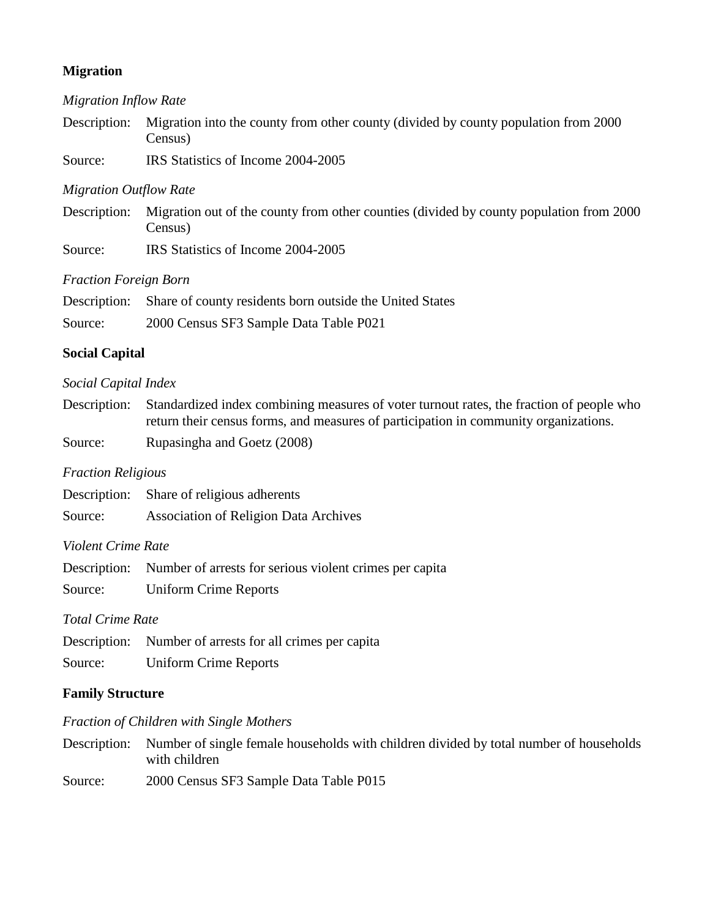**Migration**

*Migration Inflow Rate*

Description: Migration into the county from other county (divided by county population from 2000 Census)

Source: IRS Statistics of Income 2004-2005

*Migration Outflow Rate*

Description: Migration out of the county from other counties (divided by county population from 2000 Census)

Source: IRS Statistics of Income 2004-2005

*Fraction Foreign Born*

Description: Share of county residents born outside the United States

Source: 2000 Census SF3 Sample Data Table P021

**Social Capital**

*Social Capital Index*

Description: Standardized index combining measures of voter turnout rates, the fraction of people who return their census forms, and measures of participation in community organizations.

Source: Rupasingha and Goetz (2008)

*Fraction Religious*

Description: Share of religious adherents

Source: Association of Religion Data Archives

*Violent Crime Rate*

Description: Number of arrests for serious violent crimes per capita

Source: Uniform Crime Reports

*Total Crime Rate*

Description: Number of arrests for all crimes per capita

Source: Uniform Crime Reports

**Family Structure**

*Fraction of Children with Single Mothers*

Description: Number of single female households with children divided by total number of households with children

Source: 2000 Census SF3 Sample Data Table P015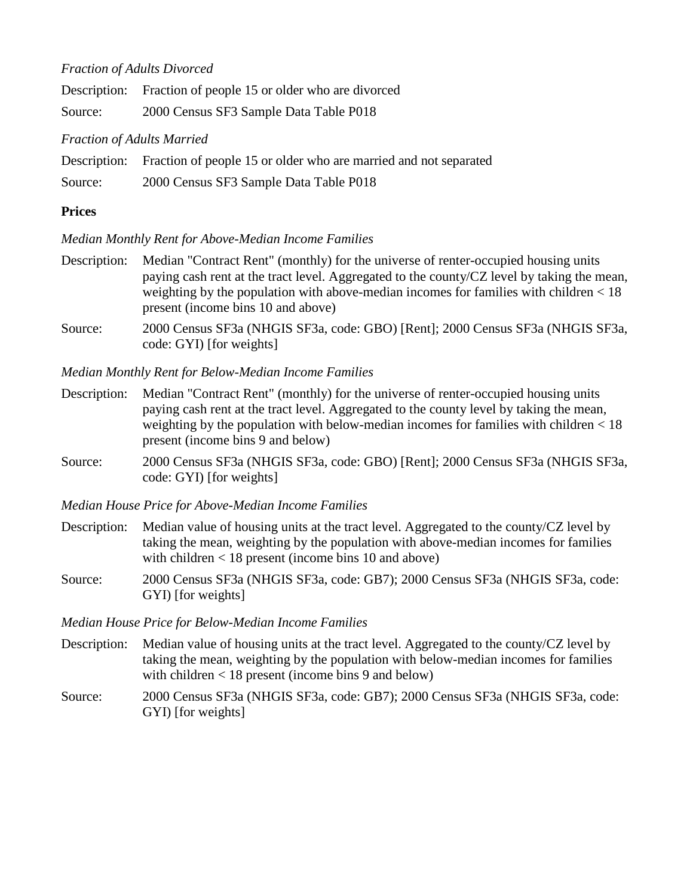*Fraction of Adults Divorced*

Description: Fraction of people 15 or older who are divorced

Source: 2000 Census SF3 Sample Data Table P018

*Fraction of Adults Married*

Description: Fraction of people 15 or older who are married and not separated

Source: 2000 Census SF3 Sample Data Table P018

**Prices**

*Median Monthly Rent for Above-Median Income Families*

Description: Median "Contract Rent" (monthly) for the universe of renter-occupied housing units paying cash rent at the tract level. Aggregated to the county/CZ level by taking the mean, weighting by the population with above-median incomes for families with children < 18 present (income bins 10 and above)

Source: 2000 Census SF3a (NHGIS SF3a, code: GBO) [Rent]; 2000 Census SF3a (NHGIS SF3a, code: GYI) [for weights]

*Median Monthly Rent for Below-Median Income Families*

Description: Median "Contract Rent" (monthly) for the universe of renter-occupied housing units paying cash rent at the tract level. Aggregated to the county level by taking the mean, weighting by the population with below-median incomes for families with children < 18 present (income bins 9 and below)

Source: 2000 Census SF3a (NHGIS SF3a, code: GBO) [Rent]; 2000 Census SF3a (NHGIS SF3a, code: GYI) [for weights]

*Median House Price for Above-Median Income Families*

Description: Median value of housing units at the tract level. Aggregated to the county/CZ level by taking the mean, weighting by the population with above-median incomes for families with children < 18 present (income bins 10 and above)

Source: 2000 Census SF3a (NHGIS SF3a, code: GB7); 2000 Census SF3a (NHGIS SF3a, code: GYI) [for weights]

*Median House Price for Below-Median Income Families*

Description: Median value of housing units at the tract level. Aggregated to the county/CZ level by taking the mean, weighting by the population with below-median incomes for families with children < 18 present (income bins 9 and below)

Source: 2000 Census SF3a (NHGIS SF3a, code: GB7); 2000 Census SF3a (NHGIS SF3a, code: GYI) [for weights]